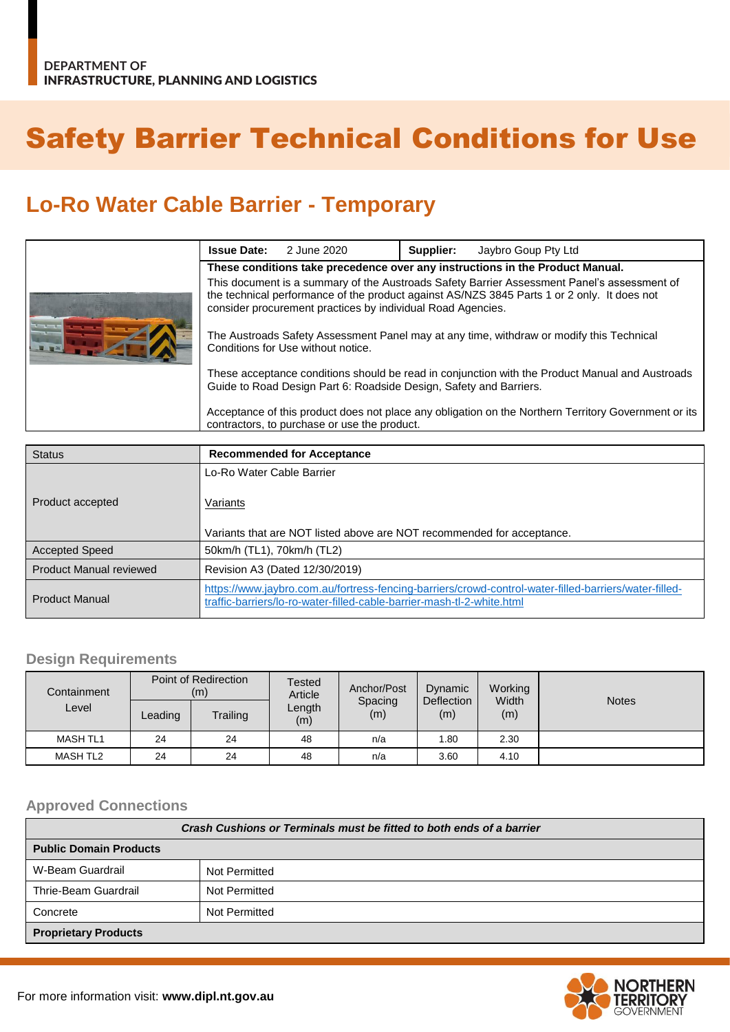DEPARTMENT OF
INFRASTRUCTURE, PLANNING AND LOGISTICS

# Safety Barrier Technical Conditions for Use

## Lo-Ro Water Cable Barrier - Temporary

| **Issue Date:** 2 June 2020 | **Supplier:** Jaybro Goup Pty Ltd |
|---|---|

**These conditions take precedence over any instructions in the Product Manual.**

This document is a summary of the Austroads Safety Barrier Assessment Panel's assessment of the technical performance of the product against AS/NZS 3845 Parts 1 or 2 only. It does not consider procurement practices by individual Road Agencies.

The Austroads Safety Assessment Panel may at any time, withdraw or modify this Technical Conditions for Use without notice.

These acceptance conditions should be read in conjunction with the Product Manual and Austroads Guide to Road Design Part 6: Roadside Design, Safety and Barriers.

Acceptance of this product does not place any obligation on the Northern Territory Government or its contractors, to purchase or use the product.

| Status | **Recommended for Acceptance** |
|---|---|
| Product accepted | Lo-Ro Water Cable Barrier<br><br>Variants<br><br>Variants that are NOT listed above are NOT recommended for acceptance. |
| Accepted Speed | 50km/h (TL1), 70km/h (TL2) |
| Product Manual reviewed | Revision A3 (Dated 12/30/2019) |
| Product Manual | https://www.jaybro.com.au/fortress-fencing-barriers/crowd-control-water-filled-barriers/water-filled-traffic-barriers/lo-ro-water-filled-cable-barrier-mash-tl-2-white.html |

### Design Requirements

| Containment Level | Point of Redirection (m) | | Tested Article Length (m) | Anchor/Post Spacing (m) | Dynamic Deflection (m) | Working Width (m) | Notes |
|---|---|---|---|---|---|---|---|
| | Leading | Trailing | | | | | |
| MASH TL1 | 24 | 24 | 48 | n/a | 1.80 | 2.30 | |
| MASH TL2 | 24 | 24 | 48 | n/a | 3.60 | 4.10 | |

### Approved Connections

| *Crash Cushions or Terminals must be fitted to both ends of a barrier* | |
|---|---|
| **Public Domain Products** | |
| W-Beam Guardrail | Not Permitted |
| Thrie-Beam Guardrail | Not Permitted |
| Concrete | Not Permitted |
| **Proprietary Products** | |

For more information visit: **www.dipl.nt.gov.au**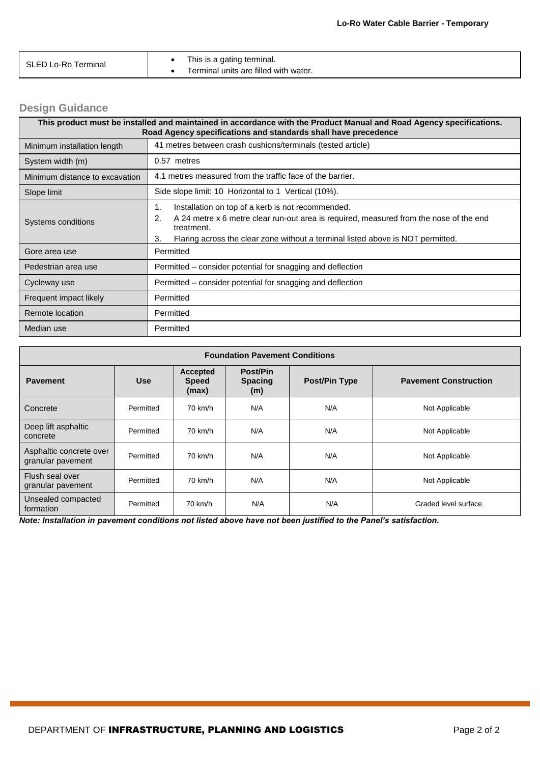| | |
|---|---|
| SLED Lo-Ro Terminal | • This is a gating terminal.<br>• Terminal units are filled with water. |

## Design Guidance

| This product must be installed and maintained in accordance with the Product Manual and Road Agency specifications. Road Agency specifications and standards shall have precedence | |
|---|---|
| Minimum installation length | 41 metres between crash cushions/terminals (tested article) |
| System width (m) | 0.57 metres |
| Minimum distance to excavation | 4.1 metres measured from the traffic face of the barrier. |
| Slope limit | Side slope limit: 10 Horizontal to 1 Vertical (10%). |
| Systems conditions | 1. Installation on top of a kerb is not recommended.<br>2. A 24 metre x 6 metre clear run-out area is required, measured from the nose of the end treatment.<br>3. Flaring across the clear zone without a terminal listed above is NOT permitted. |
| Gore area use | Permitted |
| Pedestrian area use | Permitted – consider potential for snagging and deflection |
| Cycleway use | Permitted – consider potential for snagging and deflection |
| Frequent impact likely | Permitted |
| Remote location | Permitted |
| Median use | Permitted |

| Foundation Pavement Conditions | | | | | |
|---|---|---|---|---|---|
| **Pavement** | **Use** | **Accepted Speed (max)** | **Post/Pin Spacing (m)** | **Post/Pin Type** | **Pavement Construction** |
| Concrete | Permitted | 70 km/h | N/A | N/A | Not Applicable |
| Deep lift asphaltic concrete | Permitted | 70 km/h | N/A | N/A | Not Applicable |
| Asphaltic concrete over granular pavement | Permitted | 70 km/h | N/A | N/A | Not Applicable |
| Flush seal over granular pavement | Permitted | 70 km/h | N/A | N/A | Not Applicable |
| Unsealed compacted formation | Permitted | 70 km/h | N/A | N/A | Graded level surface |

***Note: Installation in pavement conditions not listed above have not been justified to the Panel's satisfaction.***